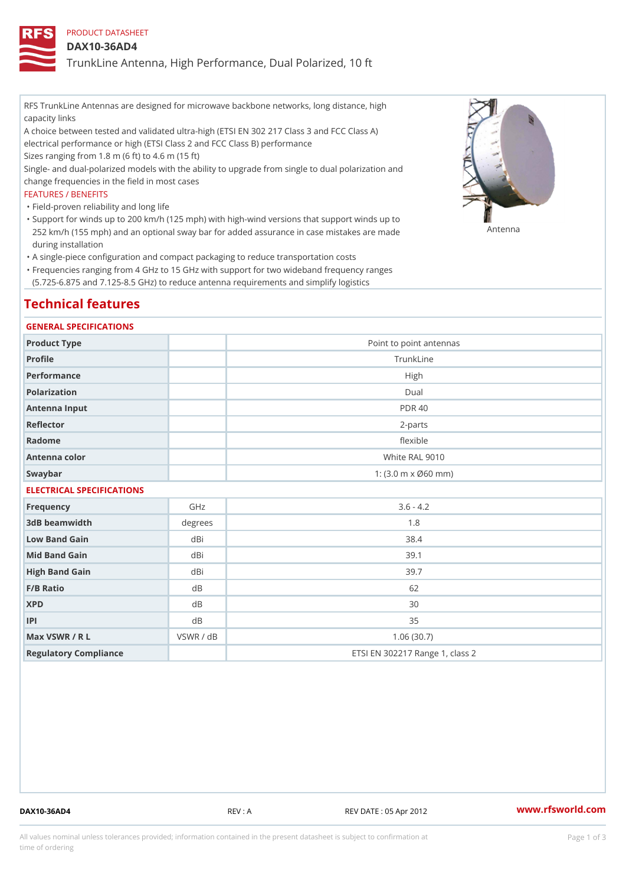PRODUCT DATASHEET

# DAX10-36AD4

## TrunkLine Antenna, High Performance, Dual Polarized, 10 ft

RFS TrunkLine Antennas are designed for microwave backbone networks, long distance, high capacity links

A choice between tested and validated ultra-high (ETSI EN 302 217 Class 3 and FCC Class A) electrical performance or high (ETSI Class 2 and FCC Class B) performance

Sizes ranging from 1.8 m (6 ft) to 4.6 m (15 ft)

Single- and dual-polarized models with the ability to upgrade from single to dual polarization and change frequencies in the field in most cases

FEATURES / BENEFITS

- Field-proven reliability and long life
- Support for winds up to 200 km/h (125 mph) with high-wind versions that support winds up to 252 km/h (155 mph) and an optional sway bar for added assurance in case mistakes are made during installation
- A single-piece configuration and compact packaging to reduce transportation costs
- Frequencies ranging from 4 GHz to 15 GHz with support for two wideband frequency ranges (5.725-6.875 and 7.125-8.5 GHz) to reduce antenna requirements and simplify logistics

Antenna

# Technical features

### GENERAL SPECIFICATIONS

| | | |
|---|---|---|
| Product Type | | Point to point antennas |
| Profile | | TrunkLine |
| Performance | | High |
| Polarization | | Dual |
| Antenna Input | | PDR 40 |
| Reflector | | 2-parts |
| Radome | | flexible |
| Antenna color | | White RAL 9010 |
| Swaybar | | 1: (3.0 m x Ø60 mm) |

### ELECTRICAL SPECIFICATIONS

| | | |
|---|---|---|
| Frequency | GHz | 3.6 - 4.2 |
| 3dB beamwidth | degrees | 1.8 |
| Low Band Gain | dBi | 38.4 |
| Mid Band Gain | dBi | 39.1 |
| High Band Gain | dBi | 39.7 |
| F/B Ratio | dB | 62 |
| XPD | dB | 30 |
| IPI | dB | 35 |
| Max VSWR / R L | VSWR / dB | 1.06 (30.7) |
| Regulatory Compliance | | ETSI EN 302217 Range 1, class 2 |

DAX10-36AD4 REV : A REV DATE : 05 Apr 2012 www.rfsworld.com

All values nominal unless tolerances provided; information contained in the present datasheet is subject to confirmation at time of ordering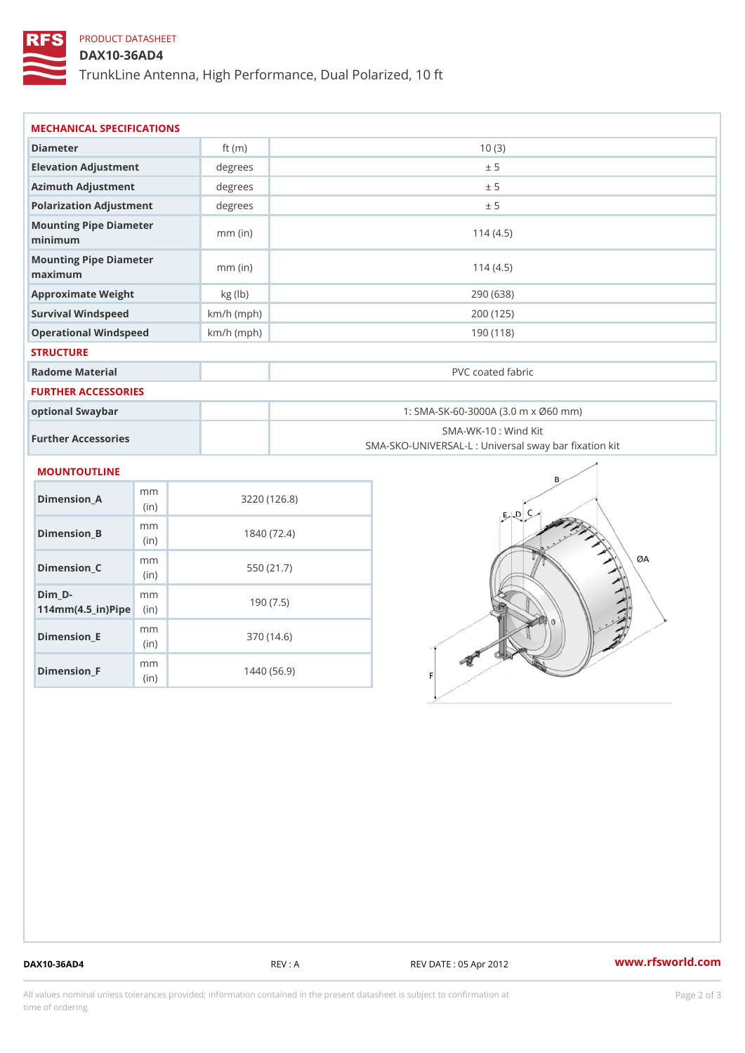PRODUCT DATASHEET

# DAX10-36AD4

TrunkLine Antenna, High Performance, Dual Polarized, 10 ft

## MECHANICAL SPECIFICATIONS

| | | |
|---|---|---|
| Diameter | ft (m) | 10 (3) |
| Elevation Adjustment | degrees | ± 5 |
| Azimuth Adjustment | degrees | ± 5 |
| Polarization Adjustment | degrees | ± 5 |
| Mounting Pipe Diameter minimum | mm (in) | 114 (4.5) |
| Mounting Pipe Diameter maximum | mm (in) | 114 (4.5) |
| Approximate Weight | kg (lb) | 290 (638) |
| Survival Windspeed | km/h (mph) | 200 (125) |
| Operational Windspeed | km/h (mph) | 190 (118) |

## STRUCTURE

| | | |
|---|---|---|
| Radome Material | | PVC coated fabric |

## FURTHER ACCESSORIES

| | | |
|---|---|---|
| optional Swaybar | | 1: SMA-SK-60-3000A (3.0 m x Ø60 mm) |
| Further Accessories | | SMA-WK-10 : Wind Kit<br>SMA-SKO-UNIVERSAL-L : Universal sway bar fixation kit |

## MOUNTOUTLINE

| | | |
|---|---|---|
| Dimension_A | mm (in) | 3220 (126.8) |
| Dimension_B | mm (in) | 1840 (72.4) |
| Dimension_C | mm (in) | 550 (21.7) |
| Dim_D-114mm(4.5_in)Pipe | mm (in) | 190 (7.5) |
| Dimension_E | mm (in) | 370 (14.6) |
| Dimension_F | mm (in) | 1440 (56.9) |

DAX10-36AD4 | REV : A | REV DATE : 05 Apr 2012 | www.rfsworld.com

All values nominal unless tolerances provided; information contained in the present datasheet is subject to confirmation at time of ordering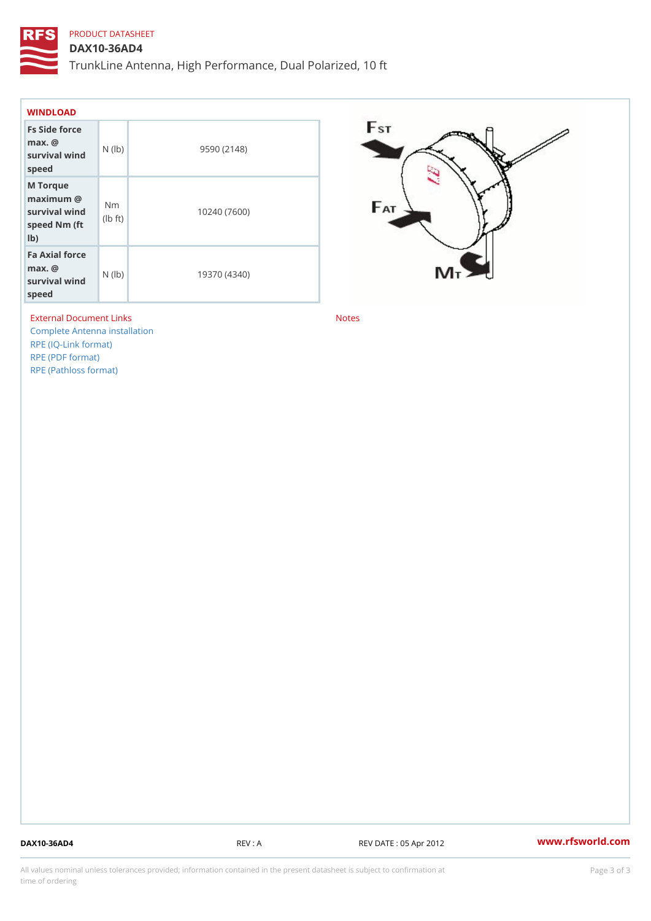PRODUCT DATASHEET

# DAX10-36AD4

TrunkLine Antenna, High Performance, Dual Polarized, 10 ft

## WINDLOAD

| | | |
|---|---|---|
| Fs Side force max. @ survival wind speed | N (lb) | 9590 (2148) |
| M Torque maximum @ survival wind speed Nm (ft lb) | Nm (lb ft) | 10240 (7600) |
| Fa Axial force max. @ survival wind speed | N (lb) | 19370 (4340) |

FST

FAT

MT

### External Document Links

Complete Antenna installation

RPE (IQ-Link format)

RPE (PDF format)

RPE (Pathloss format)

### Notes

DAX10-36AD4    REV : A    REV DATE : 05 Apr 2012    www.rfsworld.com

All values nominal unless tolerances provided; information contained in the present datasheet is subject to confirmation at time of ordering